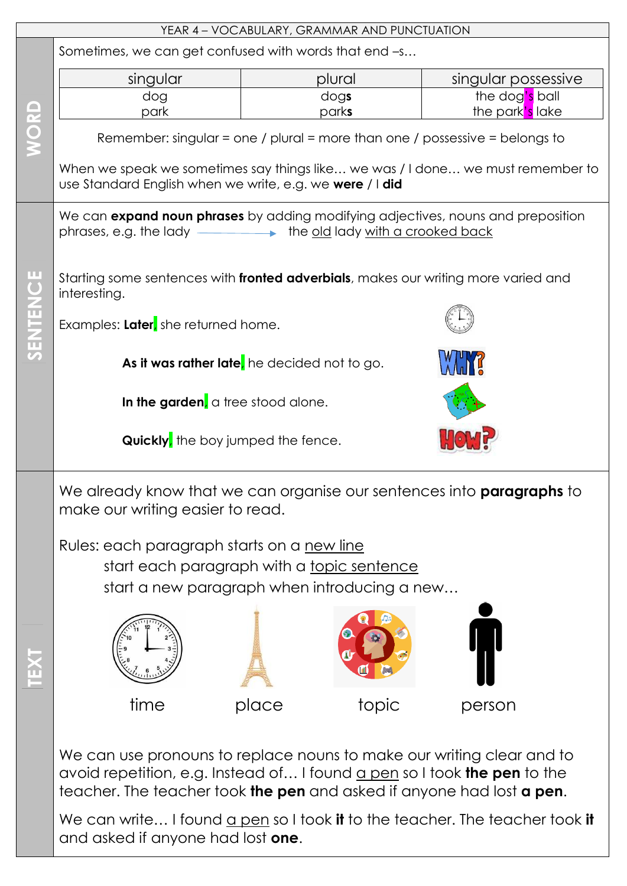# YEAR 4 – VOCABULARY, GRAMMAR AND PUNCTUATION

## WORD

Sometimes, we can get confused with words that end –s…

| singular | plural | singular possessive |
|---|---|---|
| dog | dog**s** | the dog's ball |
| park | park**s** | the park's lake |

Remember: singular = one / plural = more than one / possessive = belongs to

When we speak we sometimes say things like… we was / I done… we must remember to use Standard English when we write, e.g. we **were** / I **did**

## SENTENCE

We can **expand noun phrases** by adding modifying adjectives, nouns and preposition phrases, e.g. the lady → the old lady with a crooked back

Starting some sentences with **fronted adverbials**, makes our writing more varied and interesting.

Examples: **Later**, she returned home.

**As it was rather late**, he decided not to go.

**In the garden**, a tree stood alone.

**Quickly**, the boy jumped the fence.

WHY? HOW?

## TEXT

We already know that we can organise our sentences into **paragraphs** to make our writing easier to read.

Rules: each paragraph starts on a new line
start each paragraph with a topic sentence
start a new paragraph when introducing a new…

time | place | topic | person

We can use pronouns to replace nouns to make our writing clear and to avoid repetition, e.g. Instead of… I found a pen so I took **the pen** to the teacher. The teacher took **the pen** and asked if anyone had lost **a pen**.

We can write… I found a pen so I took **it** to the teacher. The teacher took **it** and asked if anyone had lost **one**.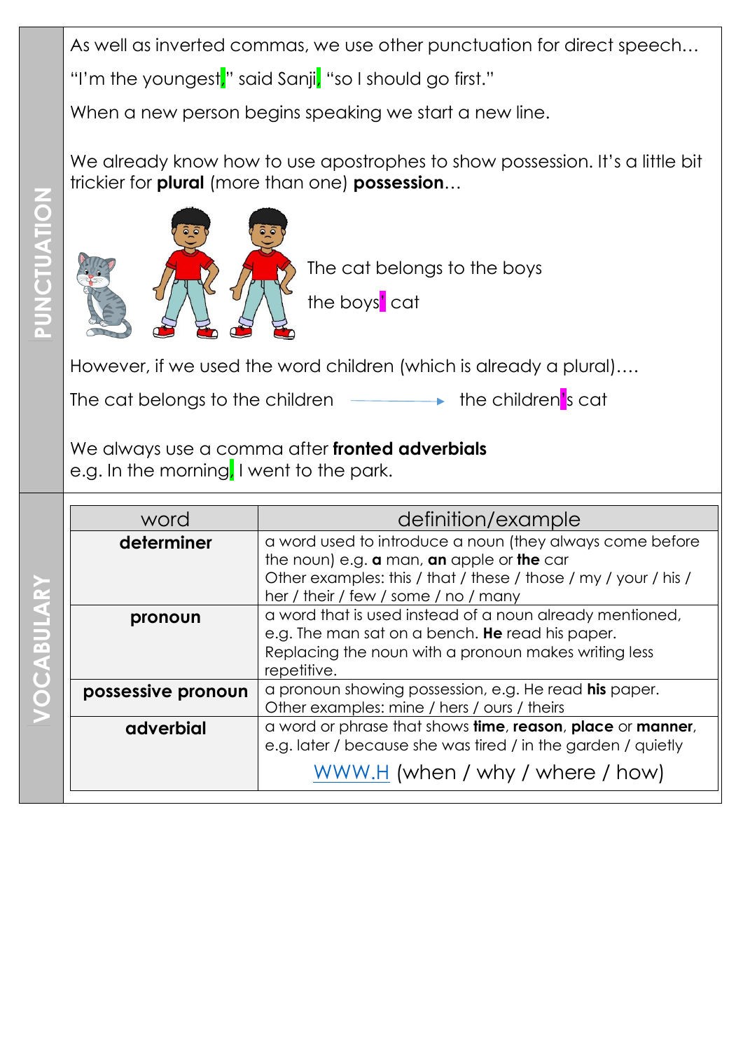## PUNCTUATION

As well as inverted commas, we use other punctuation for direct speech…

"I'm the youngest," said Sanji, "so I should go first."

When a new person begins speaking we start a new line.

We already know how to use apostrophes to show possession. It's a little bit trickier for **plural** (more than one) **possession**…

The cat belongs to the boys

the boys' cat

However, if we used the word children (which is already a plural)….

The cat belongs to the children → the children's cat

We always use a comma after **fronted adverbials**
e.g. In the morning, I went to the park.

## VOCABULARY

| word | definition/example |
|---|---|
| **determiner** | a word used to introduce a noun (they always come before the noun) e.g. **a** man, **an** apple or **the** car<br>Other examples: this / that / these / those / my / your / his / her / their / few / some / no / many |
| **pronoun** | a word that is used instead of a noun already mentioned, e.g. The man sat on a bench. **He** read his paper.<br>Replacing the noun with a pronoun makes writing less repetitive. |
| **possessive pronoun** | a pronoun showing possession, e.g. He read **his** paper.<br>Other examples: mine / hers / ours / theirs |
| **adverbial** | a word or phrase that shows **time**, **reason**, **place** or **manner**, e.g. later / because she was tired / in the garden / quietly<br>WWW.H (when / why / where / how) |